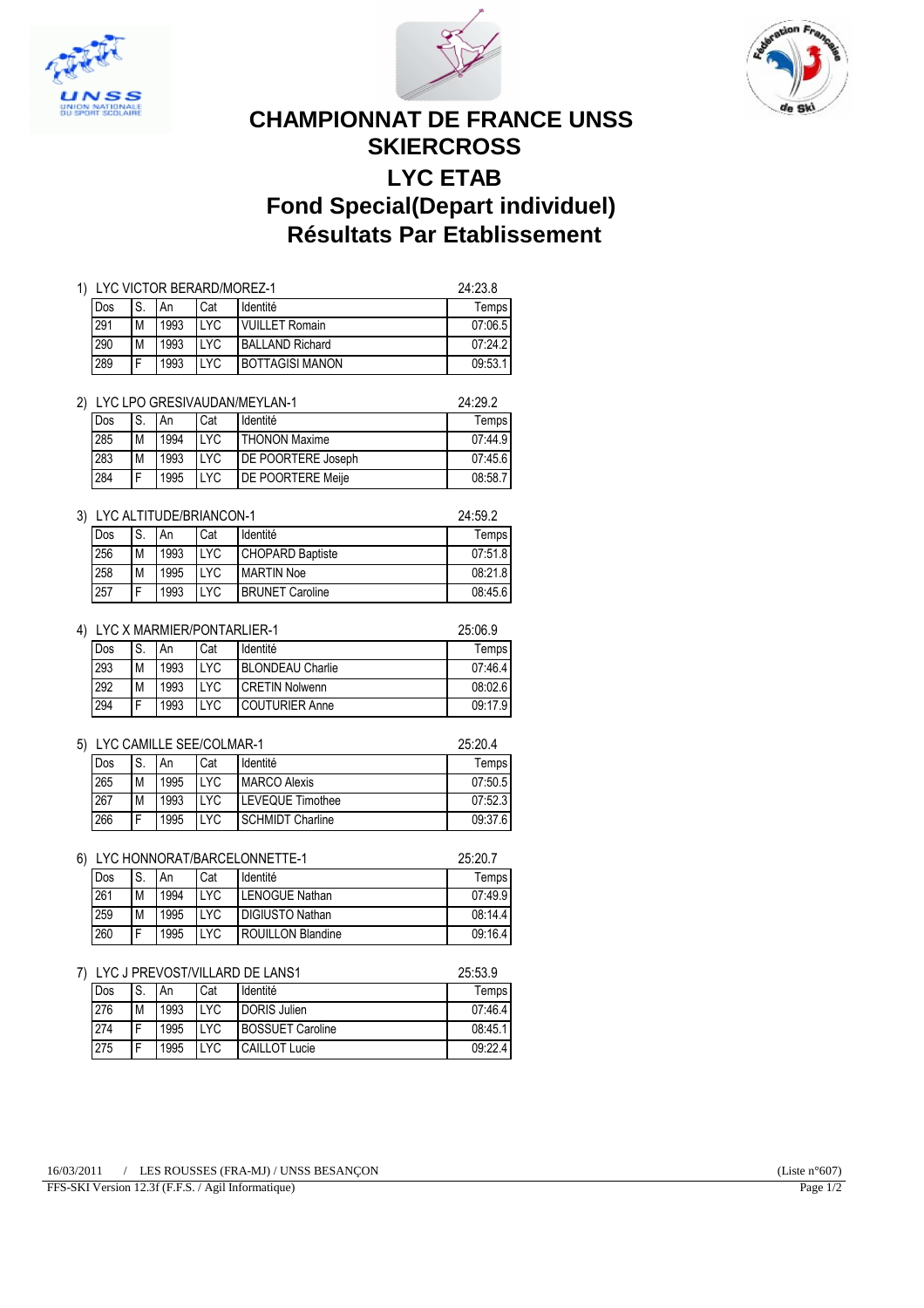# CHAMPIONNAT DE FRANCE UNSS
# SKIERCROSS
## LYC ETAB
## Fond Special(Depart individuel)
## Résultats Par Etablissement

1) LYC VICTOR BERARD/MOREZ-1 — 24:23.8

| Dos | S. | An | Cat | Identité | Temps |
|---|---|---|---|---|---|
| 291 | M | 1993 | LYC | VUILLET Romain | 07:06.5 |
| 290 | M | 1993 | LYC | BALLAND Richard | 07:24.2 |
| 289 | F | 1993 | LYC | BOTTAGISI MANON | 09:53.1 |

2) LYC LPO GRESIVAUDAN/MEYLAN-1 — 24:29.2

| Dos | S. | An | Cat | Identité | Temps |
|---|---|---|---|---|---|
| 285 | M | 1994 | LYC | THONON Maxime | 07:44.9 |
| 283 | M | 1993 | LYC | DE POORTERE Joseph | 07:45.6 |
| 284 | F | 1995 | LYC | DE POORTERE Meije | 08:58.7 |

3) LYC ALTITUDE/BRIANCON-1 — 24:59.2

| Dos | S. | An | Cat | Identité | Temps |
|---|---|---|---|---|---|
| 256 | M | 1993 | LYC | CHOPARD Baptiste | 07:51.8 |
| 258 | M | 1995 | LYC | MARTIN Noe | 08:21.8 |
| 257 | F | 1993 | LYC | BRUNET Caroline | 08:45.6 |

4) LYC X MARMIER/PONTARLIER-1 — 25:06.9

| Dos | S. | An | Cat | Identité | Temps |
|---|---|---|---|---|---|
| 293 | M | 1993 | LYC | BLONDEAU Charlie | 07:46.4 |
| 292 | M | 1993 | LYC | CRETIN Nolwenn | 08:02.6 |
| 294 | F | 1993 | LYC | COUTURIER Anne | 09:17.9 |

5) LYC CAMILLE SEE/COLMAR-1 — 25:20.4

| Dos | S. | An | Cat | Identité | Temps |
|---|---|---|---|---|---|
| 265 | M | 1995 | LYC | MARCO Alexis | 07:50.5 |
| 267 | M | 1993 | LYC | LEVEQUE Timothee | 07:52.3 |
| 266 | F | 1995 | LYC | SCHMIDT Charline | 09:37.6 |

6) LYC HONNORAT/BARCELONNETTE-1 — 25:20.7

| Dos | S. | An | Cat | Identité | Temps |
|---|---|---|---|---|---|
| 261 | M | 1994 | LYC | LENOGUE Nathan | 07:49.9 |
| 259 | M | 1995 | LYC | DIGIUSTO Nathan | 08:14.4 |
| 260 | F | 1995 | LYC | ROUILLON Blandine | 09:16.4 |

7) LYC J PREVOST/VILLARD DE LANS1 — 25:53.9

| Dos | S. | An | Cat | Identité | Temps |
|---|---|---|---|---|---|
| 276 | M | 1993 | LYC | DORIS Julien | 07:46.4 |
| 274 | F | 1995 | LYC | BOSSUET Caroline | 08:45.1 |
| 275 | F | 1995 | LYC | CAILLOT Lucie | 09:22.4 |

16/03/2011 / LES ROUSSES (FRA-MJ) / UNSS BESANÇON (Liste n°607)

FFS-SKI Version 12.3f (F.F.S. / Agil Informatique)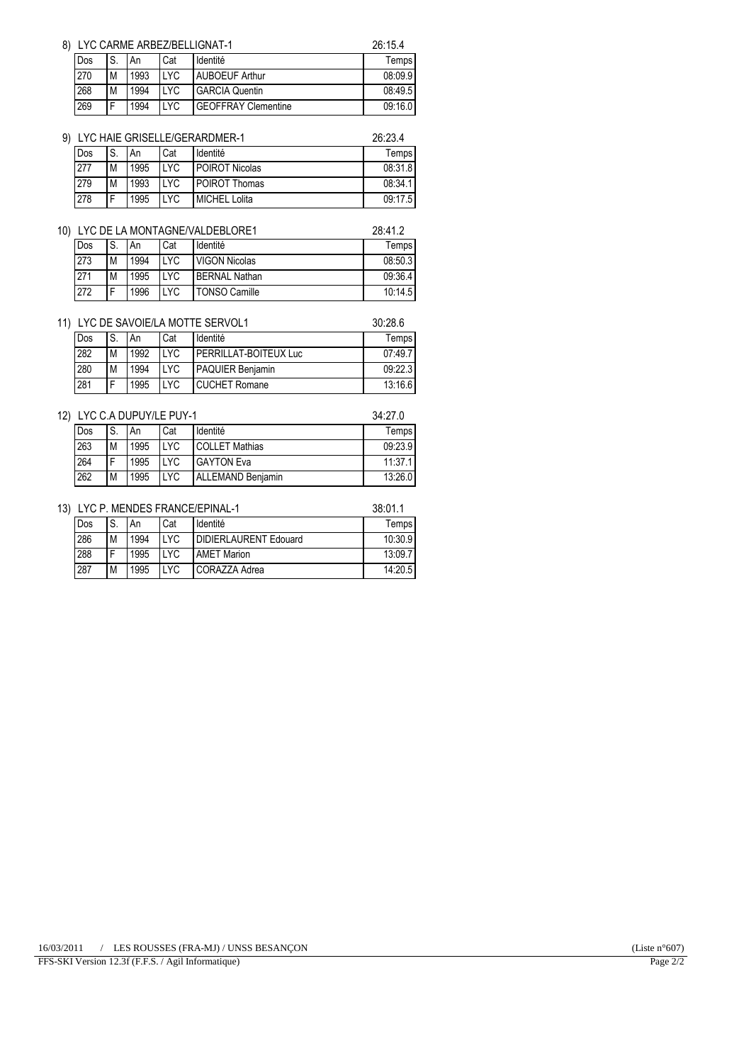8) LYC CARME ARBEZ/BELLIGNAT-1 — 26:15.4

| Dos | S. | An | Cat | Identité | Temps |
|---|---|---|---|---|---|
| 270 | M | 1993 | LYC | AUBOEUF Arthur | 08:09.9 |
| 268 | M | 1994 | LYC | GARCIA Quentin | 08:49.5 |
| 269 | F | 1994 | LYC | GEOFFRAY Clementine | 09:16.0 |

9) LYC HAIE GRISELLE/GERARDMER-1 — 26:23.4

| Dos | S. | An | Cat | Identité | Temps |
|---|---|---|---|---|---|
| 277 | M | 1995 | LYC | POIROT Nicolas | 08:31.8 |
| 279 | M | 1993 | LYC | POIROT Thomas | 08:34.1 |
| 278 | F | 1995 | LYC | MICHEL Lolita | 09:17.5 |

10) LYC DE LA MONTAGNE/VALDEBLORE1 — 28:41.2

| Dos | S. | An | Cat | Identité | Temps |
|---|---|---|---|---|---|
| 273 | M | 1994 | LYC | VIGON Nicolas | 08:50.3 |
| 271 | M | 1995 | LYC | BERNAL Nathan | 09:36.4 |
| 272 | F | 1996 | LYC | TONSO Camille | 10:14.5 |

11) LYC DE SAVOIE/LA MOTTE SERVOL1 — 30:28.6

| Dos | S. | An | Cat | Identité | Temps |
|---|---|---|---|---|---|
| 282 | M | 1992 | LYC | PERRILLAT-BOITEUX Luc | 07:49.7 |
| 280 | M | 1994 | LYC | PAQUIER Benjamin | 09:22.3 |
| 281 | F | 1995 | LYC | CUCHET Romane | 13:16.6 |

12) LYC C.A DUPUY/LE PUY-1 — 34:27.0

| Dos | S. | An | Cat | Identité | Temps |
|---|---|---|---|---|---|
| 263 | M | 1995 | LYC | COLLET Mathias | 09:23.9 |
| 264 | F | 1995 | LYC | GAYTON Eva | 11:37.1 |
| 262 | M | 1995 | LYC | ALLEMAND Benjamin | 13:26.0 |

13) LYC P. MENDES FRANCE/EPINAL-1 — 38:01.1

| Dos | S. | An | Cat | Identité | Temps |
|---|---|---|---|---|---|
| 286 | M | 1994 | LYC | DIDIERLAURENT Edouard | 10:30.9 |
| 288 | F | 1995 | LYC | AMET Marion | 13:09.7 |
| 287 | M | 1995 | LYC | CORAZZA Adrea | 14:20.5 |

16/03/2011 / LES ROUSSES (FRA-MJ) / UNSS BESANÇON (Liste n°607)

FFS-SKI Version 12.3f (F.F.S. / Agil Informatique)